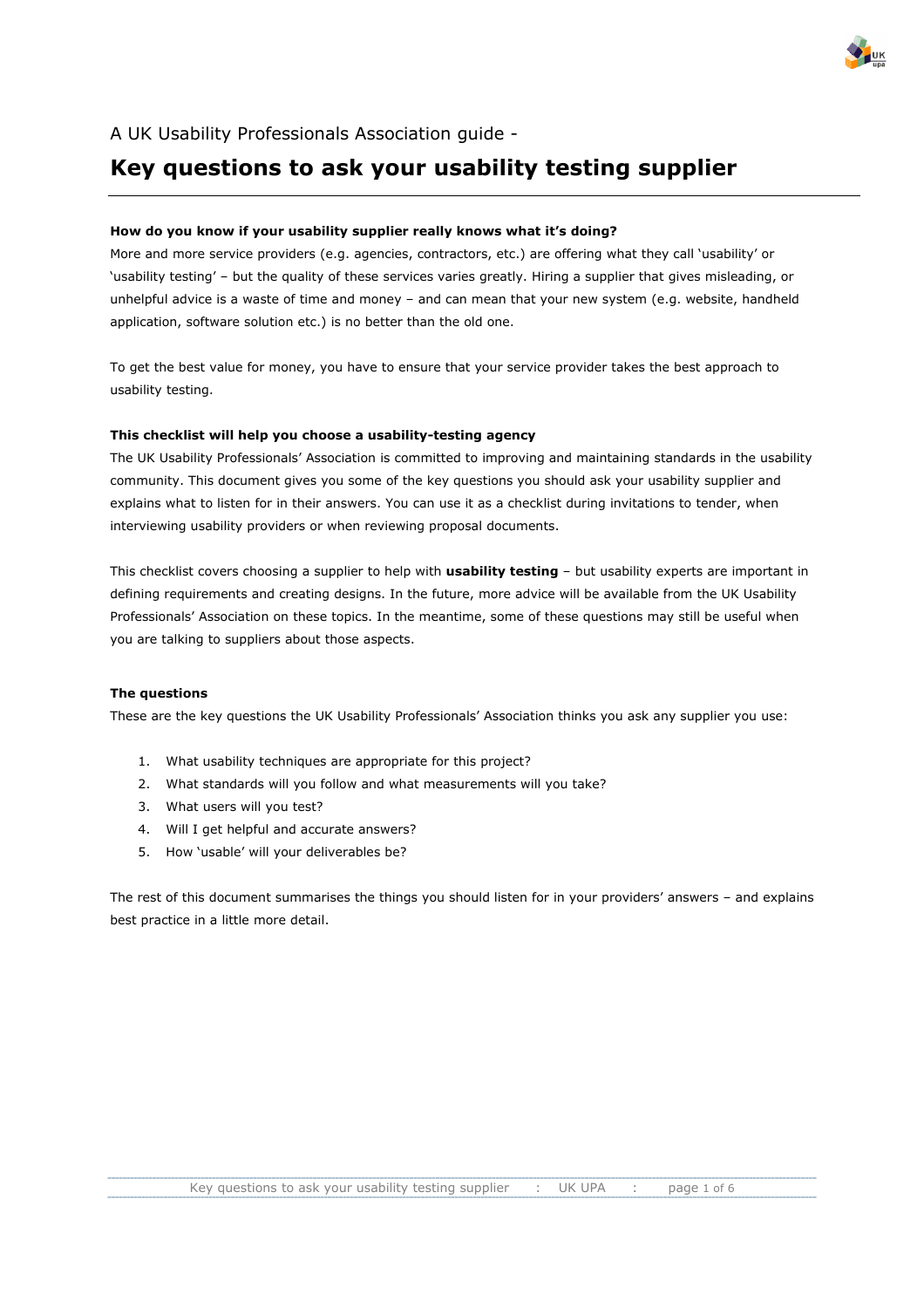A UK Usability Professionals Association guide -

# Key questions to ask your usability testing supplier

### How do you know if your usability supplier really knows what it's doing?

More and more service providers (e.g. agencies, contractors, etc.) are offering what they call 'usability' or 'usability testing' – but the quality of these services varies greatly. Hiring a supplier that gives misleading, or unhelpful advice is a waste of time and money – and can mean that your new system (e.g. website, handheld application, software solution etc.) is no better than the old one.

To get the best value for money, you have to ensure that your service provider takes the best approach to usability testing.

### This checklist will help you choose a usability-testing agency

The UK Usability Professionals' Association is committed to improving and maintaining standards in the usability community. This document gives you some of the key questions you should ask your usability supplier and explains what to listen for in their answers. You can use it as a checklist during invitations to tender, when interviewing usability providers or when reviewing proposal documents.

This checklist covers choosing a supplier to help with **usability testing** – but usability experts are important in defining requirements and creating designs. In the future, more advice will be available from the UK Usability Professionals' Association on these topics. In the meantime, some of these questions may still be useful when you are talking to suppliers about those aspects.

### The questions

These are the key questions the UK Usability Professionals' Association thinks you ask any supplier you use:

1. What usability techniques are appropriate for this project?
2. What standards will you follow and what measurements will you take?
3. What users will you test?
4. Will I get helpful and accurate answers?
5. How 'usable' will your deliverables be?

The rest of this document summarises the things you should listen for in your providers' answers – and explains best practice in a little more detail.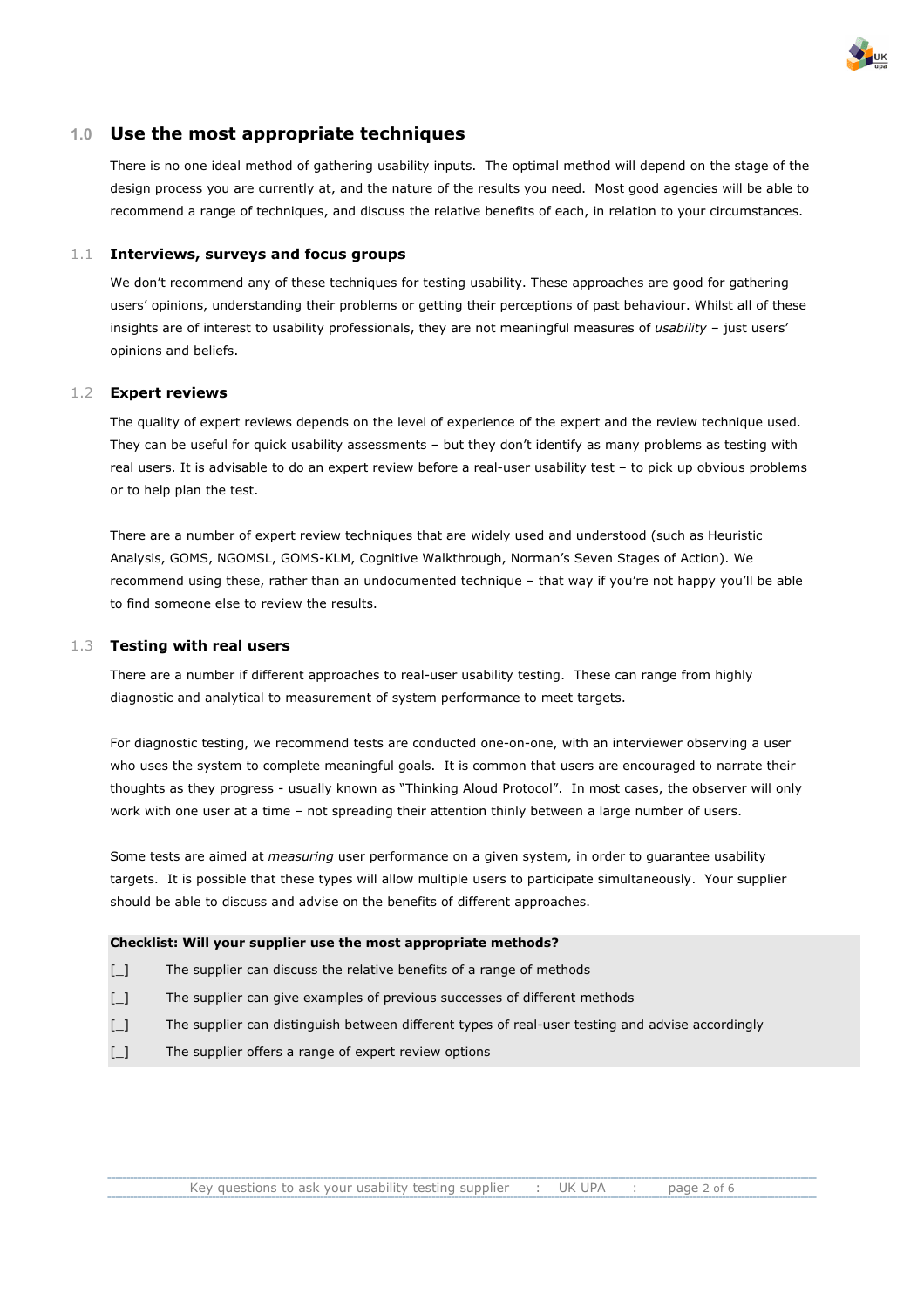## 1.0 Use the most appropriate techniques

There is no one ideal method of gathering usability inputs. The optimal method will depend on the stage of the design process you are currently at, and the nature of the results you need. Most good agencies will be able to recommend a range of techniques, and discuss the relative benefits of each, in relation to your circumstances.

### 1.1 Interviews, surveys and focus groups

We don't recommend any of these techniques for testing usability. These approaches are good for gathering users' opinions, understanding their problems or getting their perceptions of past behaviour. Whilst all of these insights are of interest to usability professionals, they are not meaningful measures of *usability* – just users' opinions and beliefs.

### 1.2 Expert reviews

The quality of expert reviews depends on the level of experience of the expert and the review technique used. They can be useful for quick usability assessments – but they don't identify as many problems as testing with real users. It is advisable to do an expert review before a real-user usability test – to pick up obvious problems or to help plan the test.

There are a number of expert review techniques that are widely used and understood (such as Heuristic Analysis, GOMS, NGOMSL, GOMS-KLM, Cognitive Walkthrough, Norman's Seven Stages of Action). We recommend using these, rather than an undocumented technique – that way if you're not happy you'll be able to find someone else to review the results.

### 1.3 Testing with real users

There are a number if different approaches to real-user usability testing. These can range from highly diagnostic and analytical to measurement of system performance to meet targets.

For diagnostic testing, we recommend tests are conducted one-on-one, with an interviewer observing a user who uses the system to complete meaningful goals. It is common that users are encouraged to narrate their thoughts as they progress - usually known as "Thinking Aloud Protocol". In most cases, the observer will only work with one user at a time – not spreading their attention thinly between a large number of users.

Some tests are aimed at *measuring* user performance on a given system, in order to guarantee usability targets. It is possible that these types will allow multiple users to participate simultaneously. Your supplier should be able to discuss and advise on the benefits of different approaches.

**Checklist: Will your supplier use the most appropriate methods?**

[_] The supplier can discuss the relative benefits of a range of methods

[_] The supplier can give examples of previous successes of different methods

[_] The supplier can distinguish between different types of real-user testing and advise accordingly

[_] The supplier offers a range of expert review options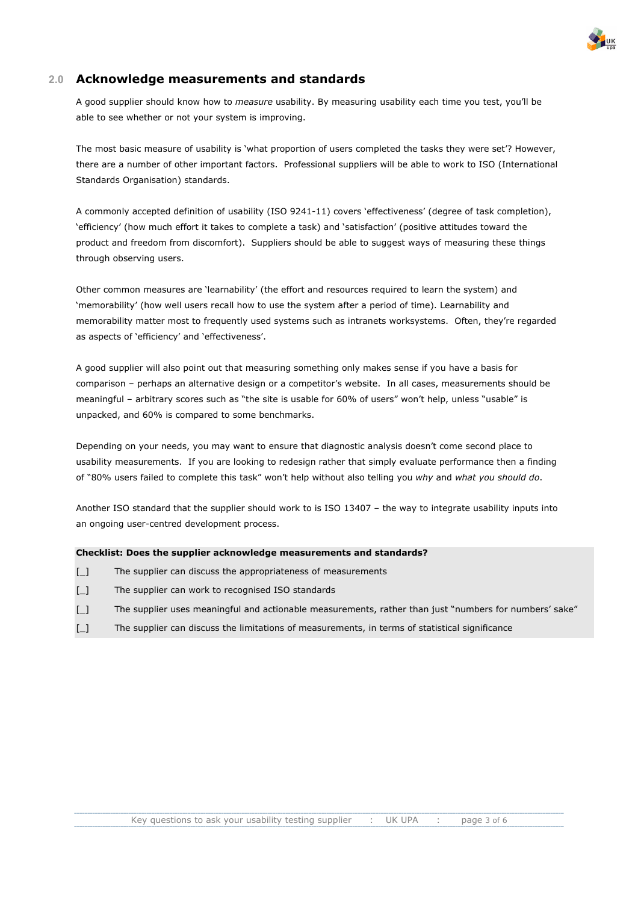## 2.0 Acknowledge measurements and standards

A good supplier should know how to *measure* usability. By measuring usability each time you test, you'll be able to see whether or not your system is improving.

The most basic measure of usability is 'what proportion of users completed the tasks they were set'? However, there are a number of other important factors. Professional suppliers will be able to work to ISO (International Standards Organisation) standards.

A commonly accepted definition of usability (ISO 9241-11) covers 'effectiveness' (degree of task completion), 'efficiency' (how much effort it takes to complete a task) and 'satisfaction' (positive attitudes toward the product and freedom from discomfort). Suppliers should be able to suggest ways of measuring these things through observing users.

Other common measures are 'learnability' (the effort and resources required to learn the system) and 'memorability' (how well users recall how to use the system after a period of time). Learnability and memorability matter most to frequently used systems such as intranets worksystems. Often, they're regarded as aspects of 'efficiency' and 'effectiveness'.

A good supplier will also point out that measuring something only makes sense if you have a basis for comparison – perhaps an alternative design or a competitor's website. In all cases, measurements should be meaningful – arbitrary scores such as "the site is usable for 60% of users" won't help, unless "usable" is unpacked, and 60% is compared to some benchmarks.

Depending on your needs, you may want to ensure that diagnostic analysis doesn't come second place to usability measurements. If you are looking to redesign rather that simply evaluate performance then a finding of "80% users failed to complete this task" won't help without also telling you *why* and *what you should do*.

Another ISO standard that the supplier should work to is ISO 13407 – the way to integrate usability inputs into an ongoing user-centred development process.

**Checklist: Does the supplier acknowledge measurements and standards?**

[_] The supplier can discuss the appropriateness of measurements

[_] The supplier can work to recognised ISO standards

[_] The supplier uses meaningful and actionable measurements, rather than just "numbers for numbers' sake"

[_] The supplier can discuss the limitations of measurements, in terms of statistical significance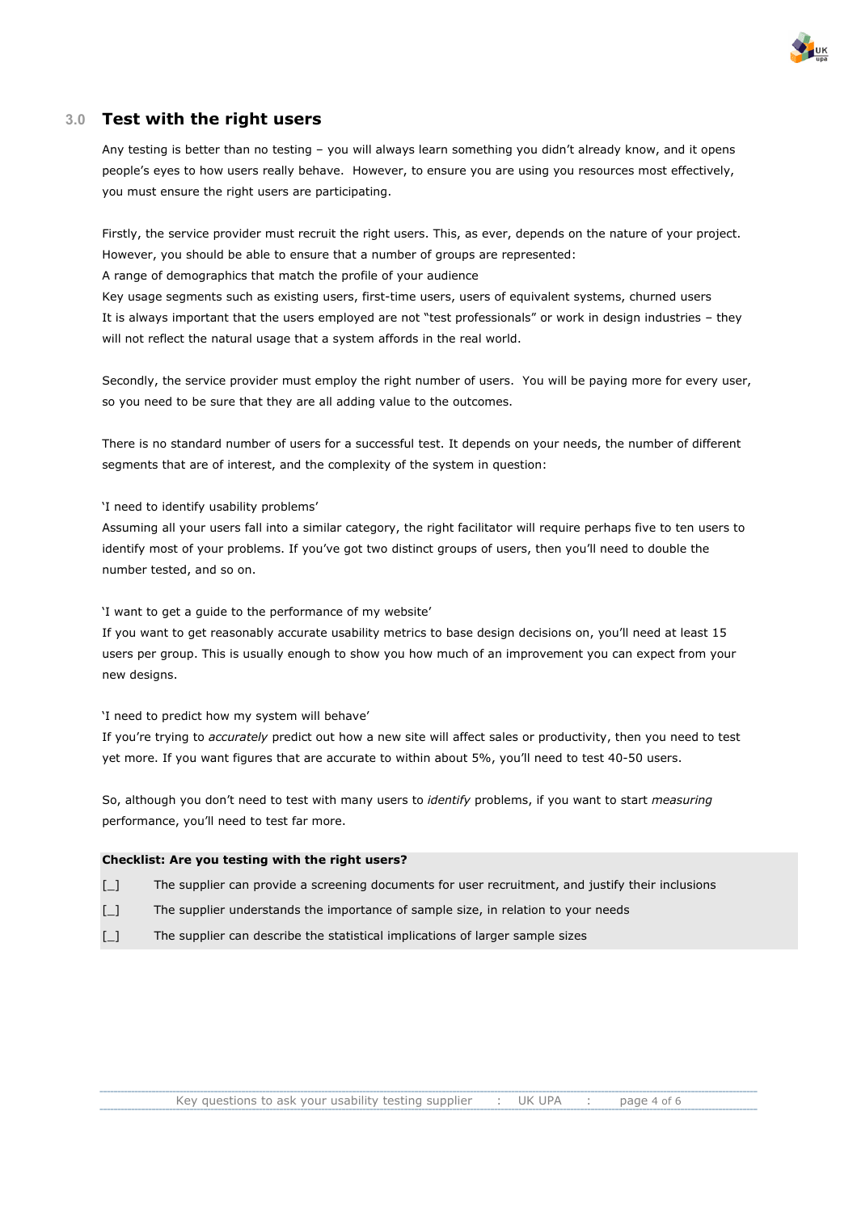## 3.0 Test with the right users

Any testing is better than no testing – you will always learn something you didn't already know, and it opens people's eyes to how users really behave. However, to ensure you are using you resources most effectively, you must ensure the right users are participating.

Firstly, the service provider must recruit the right users. This, as ever, depends on the nature of your project. However, you should be able to ensure that a number of groups are represented:

A range of demographics that match the profile of your audience

Key usage segments such as existing users, first-time users, users of equivalent systems, churned users

It is always important that the users employed are not "test professionals" or work in design industries – they will not reflect the natural usage that a system affords in the real world.

Secondly, the service provider must employ the right number of users. You will be paying more for every user, so you need to be sure that they are all adding value to the outcomes.

There is no standard number of users for a successful test. It depends on your needs, the number of different segments that are of interest, and the complexity of the system in question:

'I need to identify usability problems'

Assuming all your users fall into a similar category, the right facilitator will require perhaps five to ten users to identify most of your problems. If you've got two distinct groups of users, then you'll need to double the number tested, and so on.

'I want to get a guide to the performance of my website'

If you want to get reasonably accurate usability metrics to base design decisions on, you'll need at least 15 users per group. This is usually enough to show you how much of an improvement you can expect from your new designs.

'I need to predict how my system will behave'

If you're trying to *accurately* predict out how a new site will affect sales or productivity, then you need to test yet more. If you want figures that are accurate to within about 5%, you'll need to test 40-50 users.

So, although you don't need to test with many users to *identify* problems, if you want to start *measuring* performance, you'll need to test far more.

**Checklist: Are you testing with the right users?**

[_] The supplier can provide a screening documents for user recruitment, and justify their inclusions

[_] The supplier understands the importance of sample size, in relation to your needs

[_] The supplier can describe the statistical implications of larger sample sizes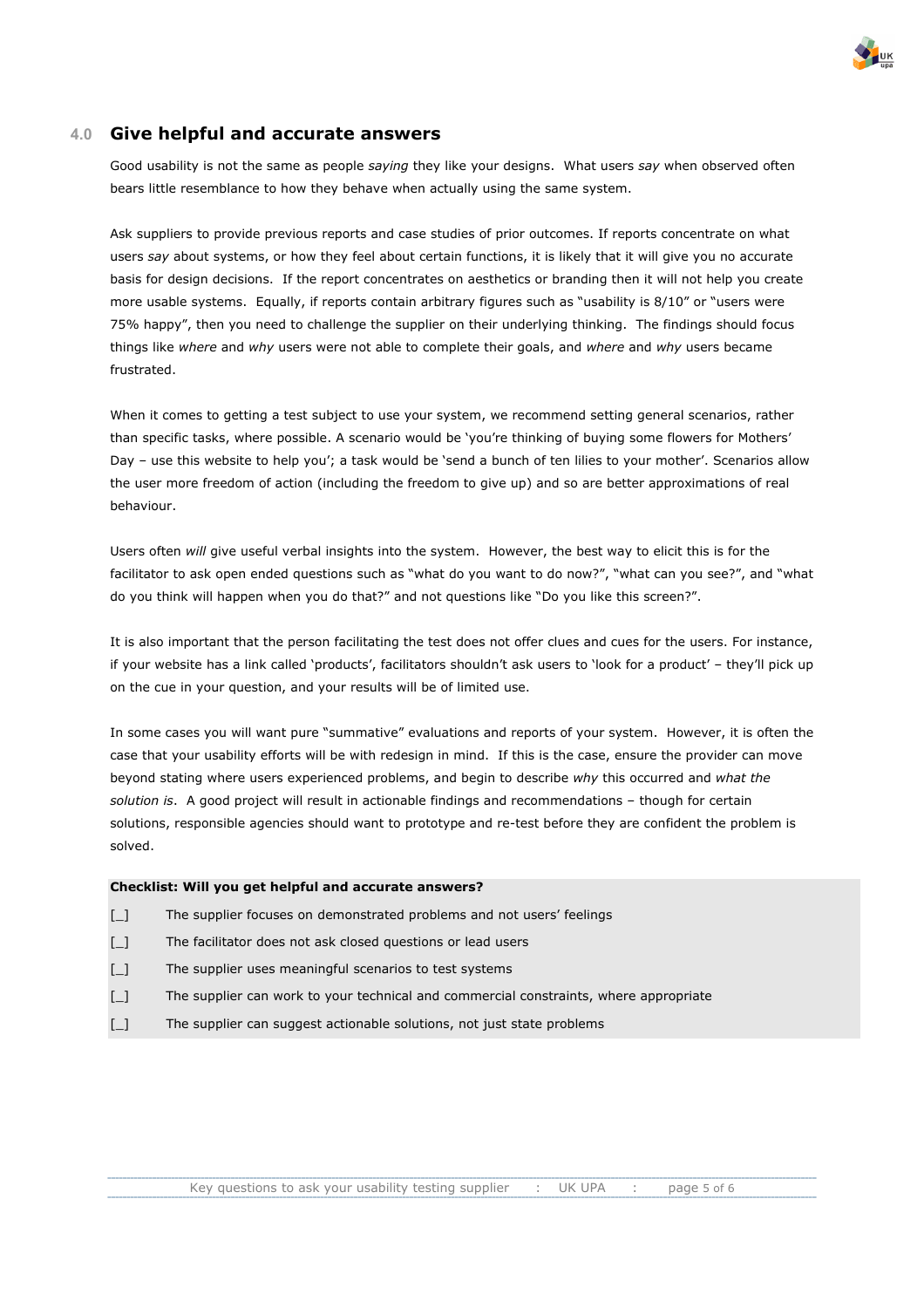## 4.0 Give helpful and accurate answers

Good usability is not the same as people *saying* they like your designs. What users *say* when observed often bears little resemblance to how they behave when actually using the same system.

Ask suppliers to provide previous reports and case studies of prior outcomes. If reports concentrate on what users *say* about systems, or how they feel about certain functions, it is likely that it will give you no accurate basis for design decisions. If the report concentrates on aesthetics or branding then it will not help you create more usable systems. Equally, if reports contain arbitrary figures such as "usability is 8/10" or "users were 75% happy", then you need to challenge the supplier on their underlying thinking. The findings should focus things like *where* and *why* users were not able to complete their goals, and *where* and *why* users became frustrated.

When it comes to getting a test subject to use your system, we recommend setting general scenarios, rather than specific tasks, where possible. A scenario would be 'you're thinking of buying some flowers for Mothers' Day – use this website to help you'; a task would be 'send a bunch of ten lilies to your mother'. Scenarios allow the user more freedom of action (including the freedom to give up) and so are better approximations of real behaviour.

Users often *will* give useful verbal insights into the system. However, the best way to elicit this is for the facilitator to ask open ended questions such as "what do you want to do now?", "what can you see?", and "what do you think will happen when you do that?" and not questions like "Do you like this screen?".

It is also important that the person facilitating the test does not offer clues and cues for the users. For instance, if your website has a link called 'products', facilitators shouldn't ask users to 'look for a product' – they'll pick up on the cue in your question, and your results will be of limited use.

In some cases you will want pure "summative" evaluations and reports of your system. However, it is often the case that your usability efforts will be with redesign in mind. If this is the case, ensure the provider can move beyond stating where users experienced problems, and begin to describe *why* this occurred and *what the solution is*. A good project will result in actionable findings and recommendations – though for certain solutions, responsible agencies should want to prototype and re-test before they are confident the problem is solved.

**Checklist: Will you get helpful and accurate answers?**

- [_] The supplier focuses on demonstrated problems and not users' feelings
- [_] The facilitator does not ask closed questions or lead users
- [_] The supplier uses meaningful scenarios to test systems
- [_] The supplier can work to your technical and commercial constraints, where appropriate
- [_] The supplier can suggest actionable solutions, not just state problems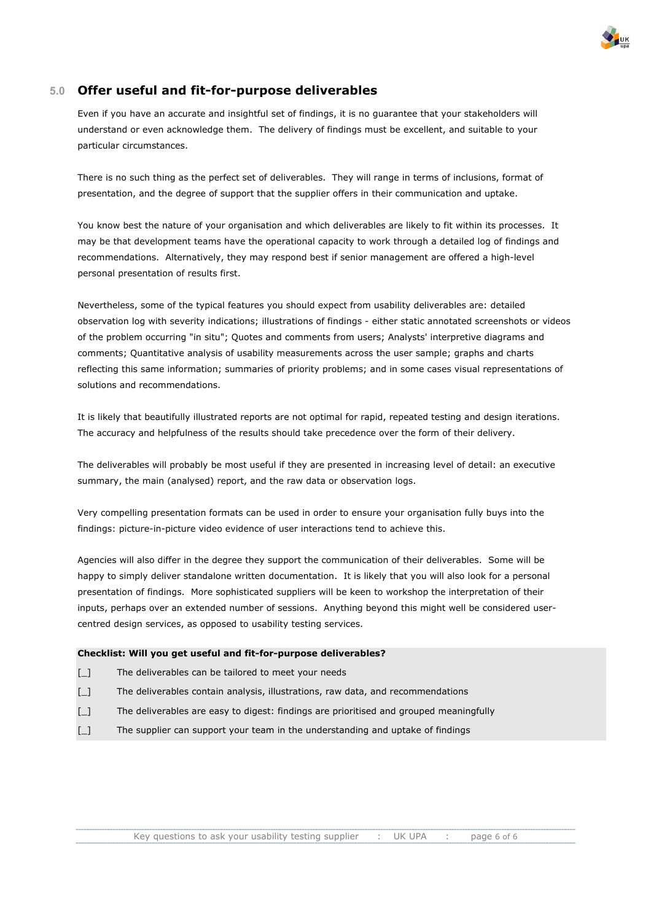## 5.0 Offer useful and fit-for-purpose deliverables

Even if you have an accurate and insightful set of findings, it is no guarantee that your stakeholders will understand or even acknowledge them. The delivery of findings must be excellent, and suitable to your particular circumstances.

There is no such thing as the perfect set of deliverables. They will range in terms of inclusions, format of presentation, and the degree of support that the supplier offers in their communication and uptake.

You know best the nature of your organisation and which deliverables are likely to fit within its processes. It may be that development teams have the operational capacity to work through a detailed log of findings and recommendations. Alternatively, they may respond best if senior management are offered a high-level personal presentation of results first.

Nevertheless, some of the typical features you should expect from usability deliverables are: detailed observation log with severity indications; illustrations of findings - either static annotated screenshots or videos of the problem occurring "in situ"; Quotes and comments from users; Analysts' interpretive diagrams and comments; Quantitative analysis of usability measurements across the user sample; graphs and charts reflecting this same information; summaries of priority problems; and in some cases visual representations of solutions and recommendations.

It is likely that beautifully illustrated reports are not optimal for rapid, repeated testing and design iterations. The accuracy and helpfulness of the results should take precedence over the form of their delivery.

The deliverables will probably be most useful if they are presented in increasing level of detail: an executive summary, the main (analysed) report, and the raw data or observation logs.

Very compelling presentation formats can be used in order to ensure your organisation fully buys into the findings: picture-in-picture video evidence of user interactions tend to achieve this.

Agencies will also differ in the degree they support the communication of their deliverables. Some will be happy to simply deliver standalone written documentation. It is likely that you will also look for a personal presentation of findings. More sophisticated suppliers will be keen to workshop the interpretation of their inputs, perhaps over an extended number of sessions. Anything beyond this might well be considered user-centred design services, as opposed to usability testing services.

**Checklist: Will you get useful and fit-for-purpose deliverables?**

[_] The deliverables can be tailored to meet your needs

[_] The deliverables contain analysis, illustrations, raw data, and recommendations

[_] The deliverables are easy to digest: findings are prioritised and grouped meaningfully

[_] The supplier can support your team in the understanding and uptake of findings